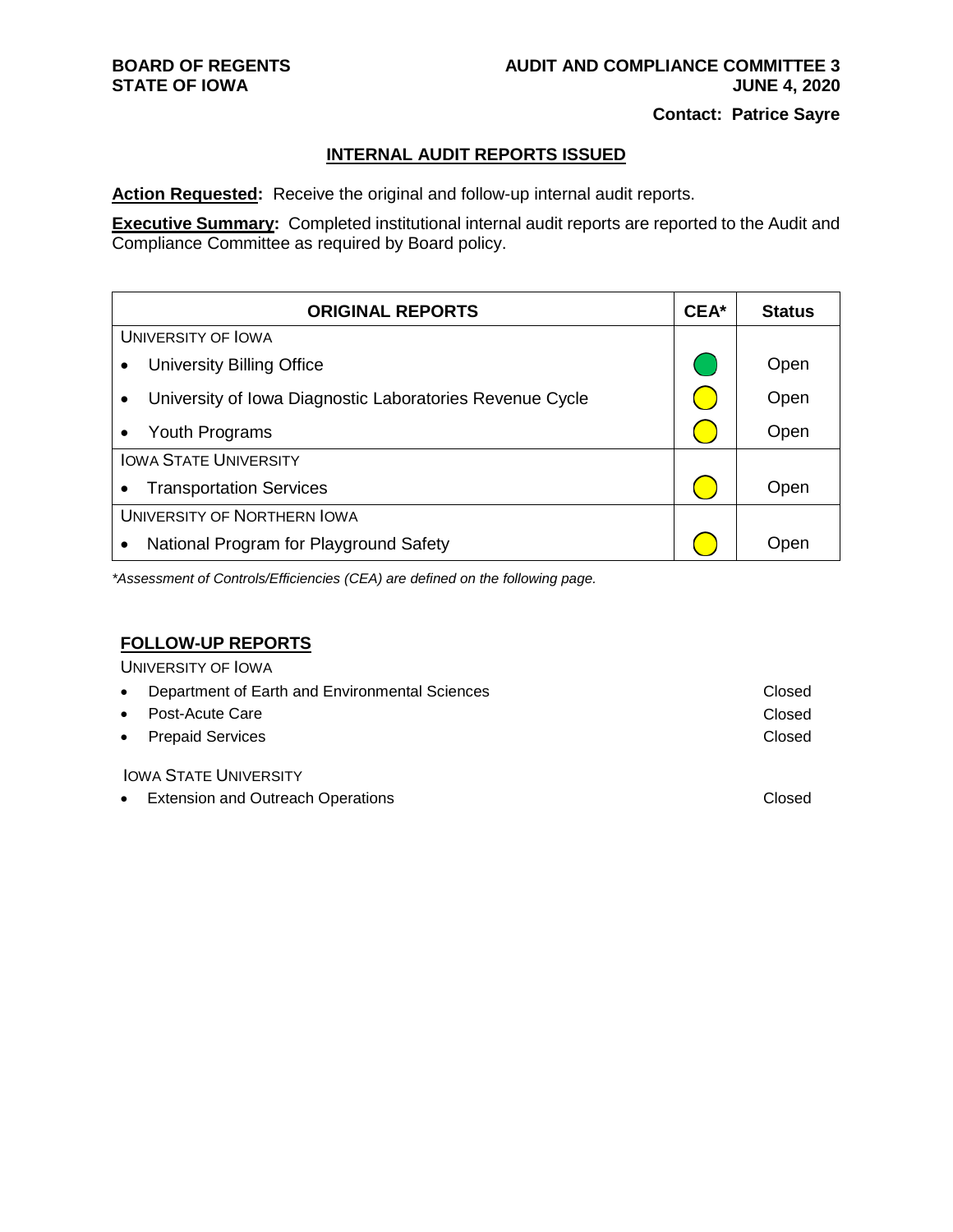**BOARD OF REGENTS**
**STATE OF IOWA**

**AUDIT AND COMPLIANCE COMMITTEE 3**
**JUNE 4, 2020**

**Contact: Patrice Sayre**

## INTERNAL AUDIT REPORTS ISSUED

**Action Requested:** Receive the original and follow-up internal audit reports.

**Executive Summary:** Completed institutional internal audit reports are reported to the Audit and Compliance Committee as required by Board policy.

| ORIGINAL REPORTS | CEA* | Status |
|---|---|---|
| UNIVERSITY OF IOWA | | |
| • University Billing Office | Green | Open |
| • University of Iowa Diagnostic Laboratories Revenue Cycle | Yellow | Open |
| • Youth Programs | Yellow | Open |
| IOWA STATE UNIVERSITY | | |
| • Transportation Services | Yellow | Open |
| UNIVERSITY OF NORTHERN IOWA | | |
| • National Program for Playground Safety | Yellow | Open |

*\*Assessment of Controls/Efficiencies (CEA) are defined on the following page.*

### FOLLOW-UP REPORTS

UNIVERSITY OF IOWA

| Report | Status |
|---|---|
| • Department of Earth and Environmental Sciences | Closed |
| • Post-Acute Care | Closed |
| • Prepaid Services | Closed |

IOWA STATE UNIVERSITY

| Report | Status |
|---|---|
| • Extension and Outreach Operations | Closed |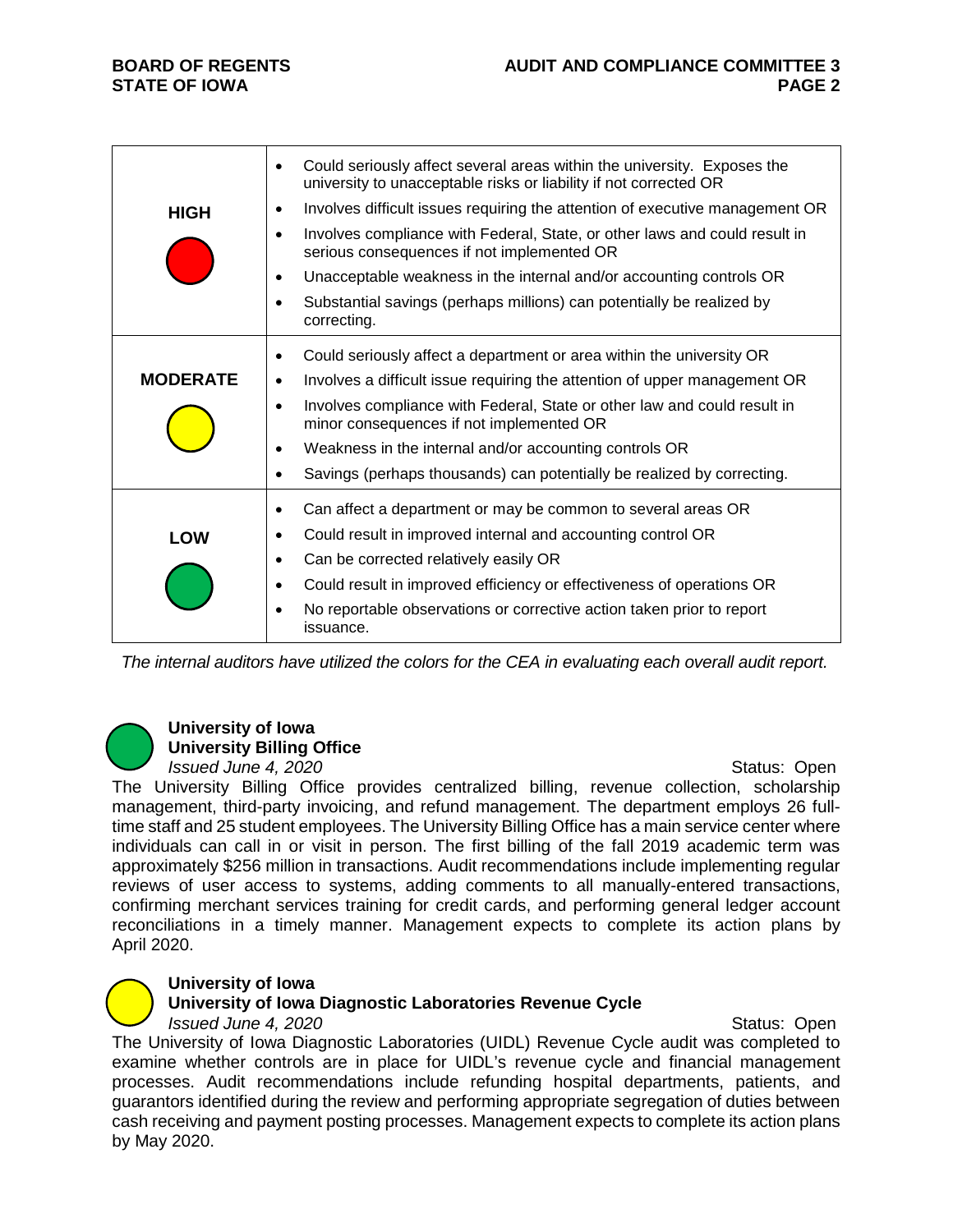| | |
|---|---|
| **HIGH** | • Could seriously affect several areas within the university. Exposes the university to unacceptable risks or liability if not corrected OR<br>• Involves difficult issues requiring the attention of executive management OR<br>• Involves compliance with Federal, State, or other laws and could result in serious consequences if not implemented OR<br>• Unacceptable weakness in the internal and/or accounting controls OR<br>• Substantial savings (perhaps millions) can potentially be realized by correcting. |
| **MODERATE** | • Could seriously affect a department or area within the university OR<br>• Involves a difficult issue requiring the attention of upper management OR<br>• Involves compliance with Federal, State or other law and could result in minor consequences if not implemented OR<br>• Weakness in the internal and/or accounting controls OR<br>• Savings (perhaps thousands) can potentially be realized by correcting. |
| **LOW** | • Can affect a department or may be common to several areas OR<br>• Could result in improved internal and accounting control OR<br>• Can be corrected relatively easily OR<br>• Could result in improved efficiency or effectiveness of operations OR<br>• No reportable observations or corrective action taken prior to report issuance. |

*The internal auditors have utilized the colors for the CEA in evaluating each overall audit report.*

**University of Iowa**
**University Billing Office**
*Issued June 4, 2020* Status: Open

The University Billing Office provides centralized billing, revenue collection, scholarship management, third-party invoicing, and refund management. The department employs 26 full-time staff and 25 student employees. The University Billing Office has a main service center where individuals can call in or visit in person. The first billing of the fall 2019 academic term was approximately $256 million in transactions. Audit recommendations include implementing regular reviews of user access to systems, adding comments to all manually-entered transactions, confirming merchant services training for credit cards, and performing general ledger account reconciliations in a timely manner. Management expects to complete its action plans by April 2020.

**University of Iowa**
**University of Iowa Diagnostic Laboratories Revenue Cycle**
*Issued June 4, 2020* Status: Open

The University of Iowa Diagnostic Laboratories (UIDL) Revenue Cycle audit was completed to examine whether controls are in place for UIDL's revenue cycle and financial management processes. Audit recommendations include refunding hospital departments, patients, and guarantors identified during the review and performing appropriate segregation of duties between cash receiving and payment posting processes. Management expects to complete its action plans by May 2020.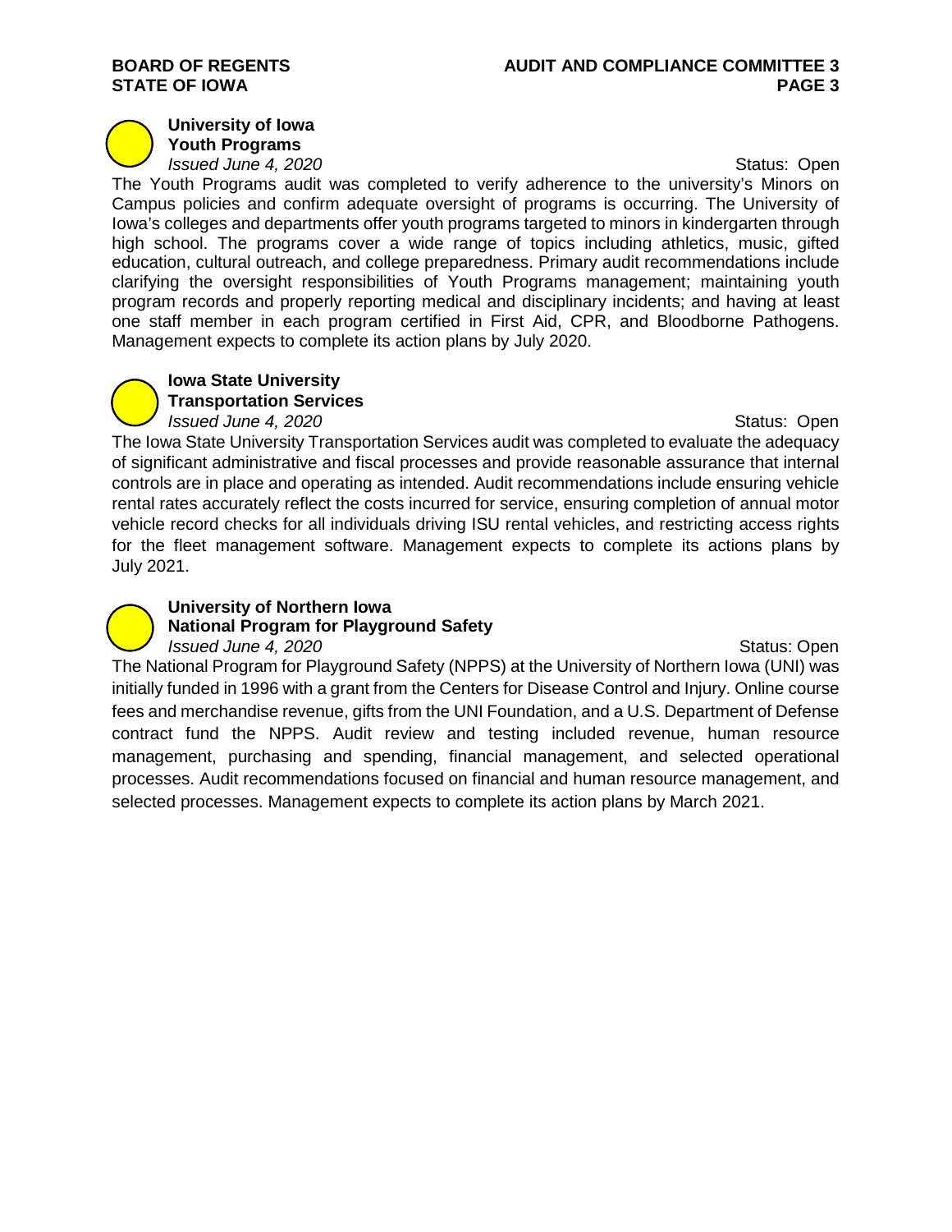### University of Iowa
### Youth Programs

*Issued June 4, 2020* Status: Open

The Youth Programs audit was completed to verify adherence to the university's Minors on Campus policies and confirm adequate oversight of programs is occurring. The University of Iowa's colleges and departments offer youth programs targeted to minors in kindergarten through high school. The programs cover a wide range of topics including athletics, music, gifted education, cultural outreach, and college preparedness. Primary audit recommendations include clarifying the oversight responsibilities of Youth Programs management; maintaining youth program records and properly reporting medical and disciplinary incidents; and having at least one staff member in each program certified in First Aid, CPR, and Bloodborne Pathogens. Management expects to complete its action plans by July 2020.

### Iowa State University
### Transportation Services

*Issued June 4, 2020* Status: Open

The Iowa State University Transportation Services audit was completed to evaluate the adequacy of significant administrative and fiscal processes and provide reasonable assurance that internal controls are in place and operating as intended. Audit recommendations include ensuring vehicle rental rates accurately reflect the costs incurred for service, ensuring completion of annual motor vehicle record checks for all individuals driving ISU rental vehicles, and restricting access rights for the fleet management software. Management expects to complete its actions plans by July 2021.

### University of Northern Iowa
### National Program for Playground Safety

*Issued June 4, 2020* Status: Open

The National Program for Playground Safety (NPPS) at the University of Northern Iowa (UNI) was initially funded in 1996 with a grant from the Centers for Disease Control and Injury. Online course fees and merchandise revenue, gifts from the UNI Foundation, and a U.S. Department of Defense contract fund the NPPS. Audit review and testing included revenue, human resource management, purchasing and spending, financial management, and selected operational processes. Audit recommendations focused on financial and human resource management, and selected processes. Management expects to complete its action plans by March 2021.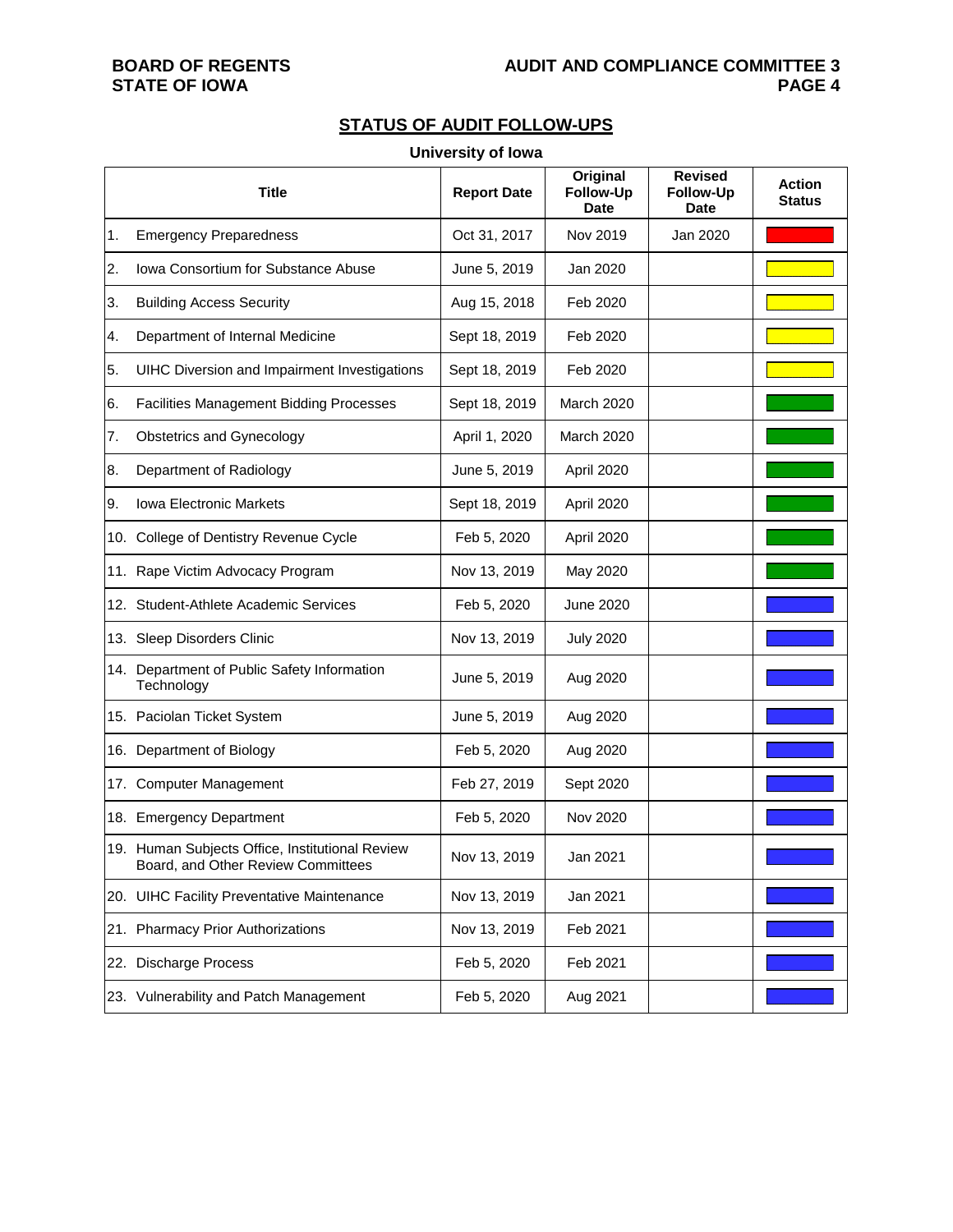## STATUS OF AUDIT FOLLOW-UPS

**University of Iowa**

| Title | Report Date | Original Follow-Up Date | Revised Follow-Up Date | Action Status |
|---|---|---|---|---|
| 1. Emergency Preparedness | Oct 31, 2017 | Nov 2019 | Jan 2020 | Red |
| 2. Iowa Consortium for Substance Abuse | June 5, 2019 | Jan 2020 | | Yellow |
| 3. Building Access Security | Aug 15, 2018 | Feb 2020 | | Yellow |
| 4. Department of Internal Medicine | Sept 18, 2019 | Feb 2020 | | Yellow |
| 5. UIHC Diversion and Impairment Investigations | Sept 18, 2019 | Feb 2020 | | Yellow |
| 6. Facilities Management Bidding Processes | Sept 18, 2019 | March 2020 | | Green |
| 7. Obstetrics and Gynecology | April 1, 2020 | March 2020 | | Green |
| 8. Department of Radiology | June 5, 2019 | April 2020 | | Green |
| 9. Iowa Electronic Markets | Sept 18, 2019 | April 2020 | | Green |
| 10. College of Dentistry Revenue Cycle | Feb 5, 2020 | April 2020 | | Green |
| 11. Rape Victim Advocacy Program | Nov 13, 2019 | May 2020 | | Green |
| 12. Student-Athlete Academic Services | Feb 5, 2020 | June 2020 | | Blue |
| 13. Sleep Disorders Clinic | Nov 13, 2019 | July 2020 | | Blue |
| 14. Department of Public Safety Information Technology | June 5, 2019 | Aug 2020 | | Blue |
| 15. Paciolan Ticket System | June 5, 2019 | Aug 2020 | | Blue |
| 16. Department of Biology | Feb 5, 2020 | Aug 2020 | | Blue |
| 17. Computer Management | Feb 27, 2019 | Sept 2020 | | Blue |
| 18. Emergency Department | Feb 5, 2020 | Nov 2020 | | Blue |
| 19. Human Subjects Office, Institutional Review Board, and Other Review Committees | Nov 13, 2019 | Jan 2021 | | Blue |
| 20. UIHC Facility Preventative Maintenance | Nov 13, 2019 | Jan 2021 | | Blue |
| 21. Pharmacy Prior Authorizations | Nov 13, 2019 | Feb 2021 | | Blue |
| 22. Discharge Process | Feb 5, 2020 | Feb 2021 | | Blue |
| 23. Vulnerability and Patch Management | Feb 5, 2020 | Aug 2021 | | Blue |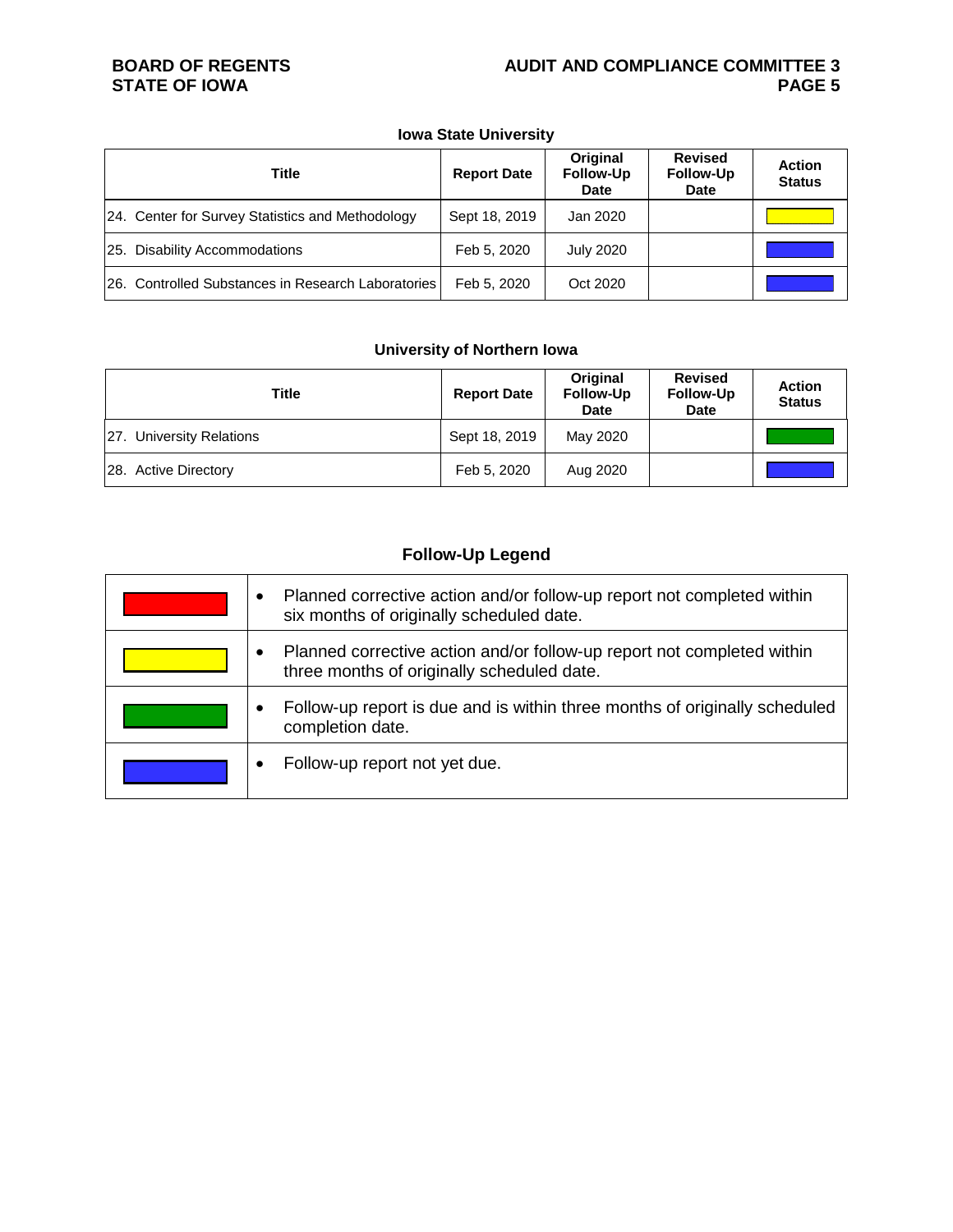### Iowa State University

| Title | Report Date | Original Follow-Up Date | Revised Follow-Up Date | Action Status |
|---|---|---|---|---|
| 24. Center for Survey Statistics and Methodology | Sept 18, 2019 | Jan 2020 | | Yellow |
| 25. Disability Accommodations | Feb 5, 2020 | July 2020 | | Blue |
| 26. Controlled Substances in Research Laboratories | Feb 5, 2020 | Oct 2020 | | Blue |

### University of Northern Iowa

| Title | Report Date | Original Follow-Up Date | Revised Follow-Up Date | Action Status |
|---|---|---|---|---|
| 27. University Relations | Sept 18, 2019 | May 2020 | | Green |
| 28. Active Directory | Feb 5, 2020 | Aug 2020 | | Blue |

### Follow-Up Legend

| | |
|---|---|
| Red | • Planned corrective action and/or follow-up report not completed within six months of originally scheduled date. |
| Yellow | • Planned corrective action and/or follow-up report not completed within three months of originally scheduled date. |
| Green | • Follow-up report is due and is within three months of originally scheduled completion date. |
| Blue | • Follow-up report not yet due. |